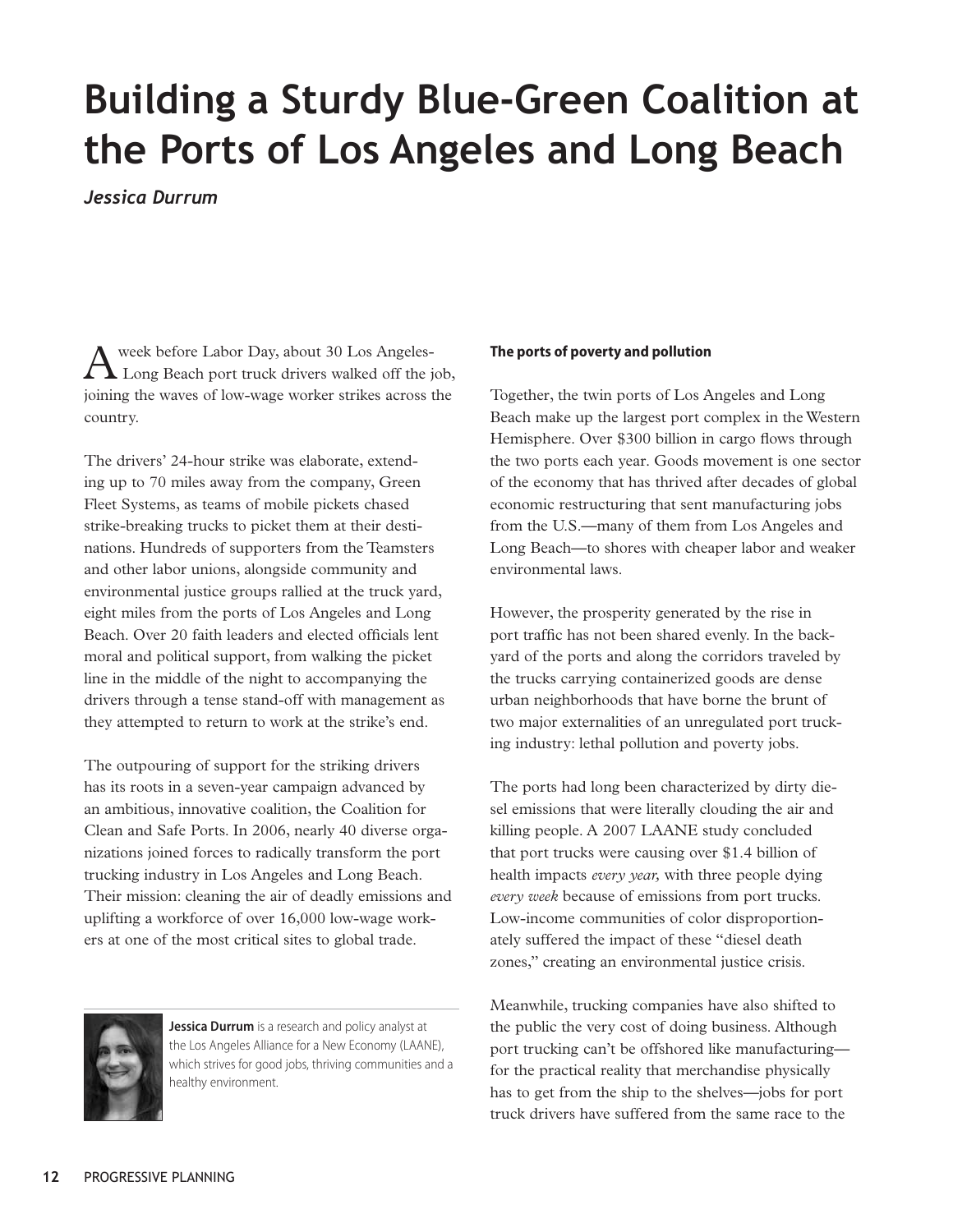# Building a Sturdy Blue-Green Coalition at the Ports of Los Angeles and Long Beach

*Jessica Durrum*

A week before Labor Day, about 30 Los Angeles-Long Beach port truck drivers walked off the job, joining the waves of low-wage worker strikes across the country.

The drivers' 24-hour strike was elaborate, extending up to 70 miles away from the company, Green Fleet Systems, as teams of mobile pickets chased strike-breaking trucks to picket them at their destinations. Hundreds of supporters from the Teamsters and other labor unions, alongside community and environmental justice groups rallied at the truck yard, eight miles from the ports of Los Angeles and Long Beach. Over 20 faith leaders and elected officials lent moral and political support, from walking the picket line in the middle of the night to accompanying the drivers through a tense stand-off with management as they attempted to return to work at the strike's end.

The outpouring of support for the striking drivers has its roots in a seven-year campaign advanced by an ambitious, innovative coalition, the Coalition for Clean and Safe Ports. In 2006, nearly 40 diverse organizations joined forces to radically transform the port trucking industry in Los Angeles and Long Beach. Their mission: cleaning the air of deadly emissions and uplifting a workforce of over 16,000 low-wage workers at one of the most critical sites to global trade.

**Jessica Durrum** is a research and policy analyst at the Los Angeles Alliance for a New Economy (LAANE), which strives for good jobs, thriving communities and a healthy environment.

### The ports of poverty and pollution

Together, the twin ports of Los Angeles and Long Beach make up the largest port complex in the Western Hemisphere. Over $300 billion in cargo flows through the two ports each year. Goods movement is one sector of the economy that has thrived after decades of global economic restructuring that sent manufacturing jobs from the U.S.—many of them from Los Angeles and Long Beach—to shores with cheaper labor and weaker environmental laws.

However, the prosperity generated by the rise in port traffic has not been shared evenly. In the backyard of the ports and along the corridors traveled by the trucks carrying containerized goods are dense urban neighborhoods that have borne the brunt of two major externalities of an unregulated port trucking industry: lethal pollution and poverty jobs.

The ports had long been characterized by dirty diesel emissions that were literally clouding the air and killing people. A 2007 LAANE study concluded that port trucks were causing over $1.4 billion of health impacts *every year,* with three people dying *every week* because of emissions from port trucks. Low-income communities of color disproportionately suffered the impact of these "diesel death zones," creating an environmental justice crisis.

Meanwhile, trucking companies have also shifted to the public the very cost of doing business. Although port trucking can't be offshored like manufacturing—for the practical reality that merchandise physically has to get from the ship to the shelves—jobs for port truck drivers have suffered from the same race to the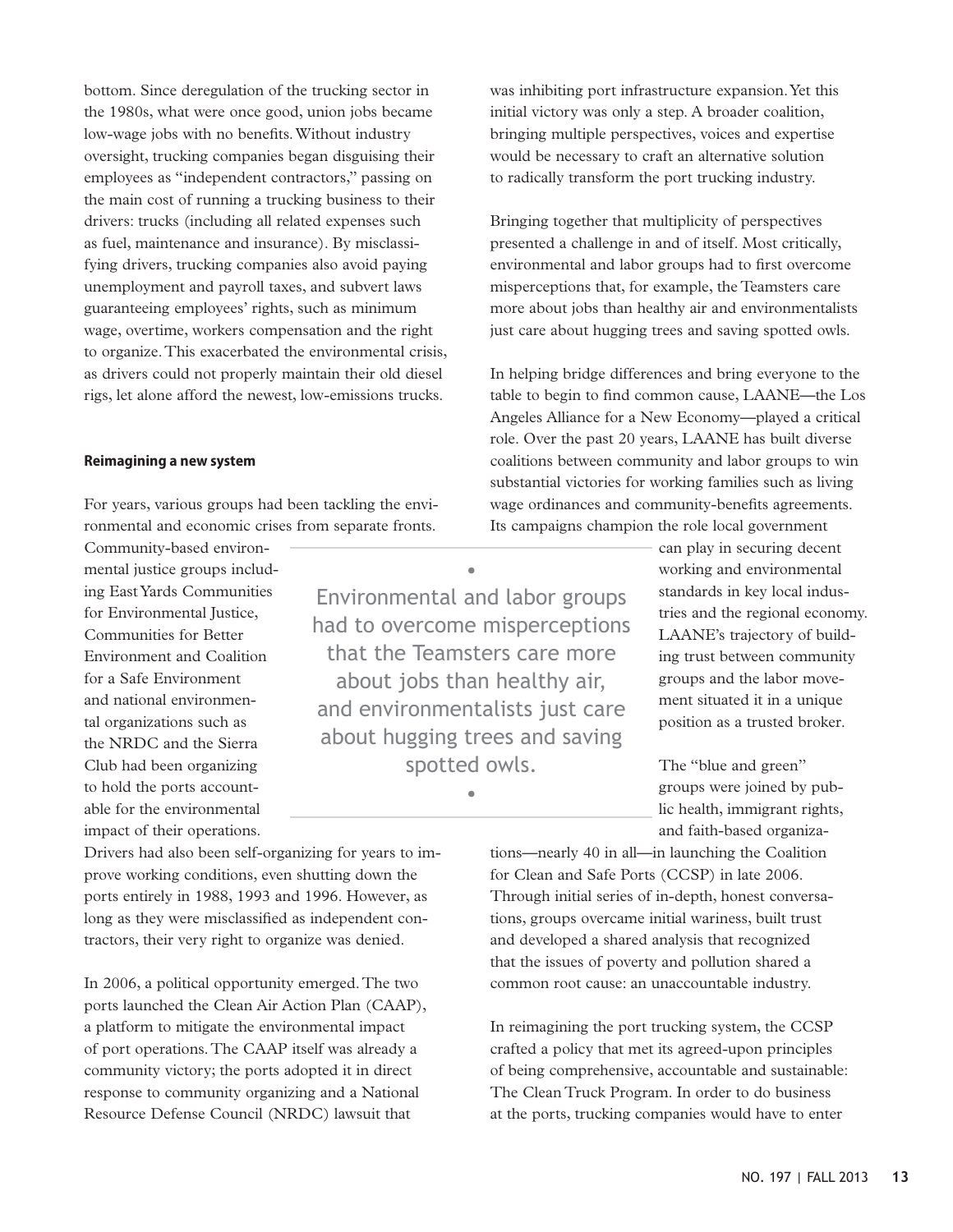bottom. Since deregulation of the trucking sector in the 1980s, what were once good, union jobs became low-wage jobs with no benefits. Without industry oversight, trucking companies began disguising their employees as "independent contractors," passing on the main cost of running a trucking business to their drivers: trucks (including all related expenses such as fuel, maintenance and insurance). By misclassifying drivers, trucking companies also avoid paying unemployment and payroll taxes, and subvert laws guaranteeing employees' rights, such as minimum wage, overtime, workers compensation and the right to organize. This exacerbated the environmental crisis, as drivers could not properly maintain their old diesel rigs, let alone afford the newest, low-emissions trucks.

#### Reimagining a new system

For years, various groups had been tackling the environmental and economic crises from separate fronts. Community-based environmental justice groups including East Yards Communities for Environmental Justice, Communities for Better Environment and Coalition for a Safe Environment and national environmental organizations such as the NRDC and the Sierra Club had been organizing to hold the ports accountable for the environmental impact of their operations. Drivers had also been self-organizing for years to improve working conditions, even shutting down the ports entirely in 1988, 1993 and 1996. However, as long as they were misclassified as independent contractors, their very right to organize was denied.

In 2006, a political opportunity emerged. The two ports launched the Clean Air Action Plan (CAAP), a platform to mitigate the environmental impact of port operations. The CAAP itself was already a community victory; the ports adopted it in direct response to community organizing and a National Resource Defense Council (NRDC) lawsuit that was inhibiting port infrastructure expansion. Yet this initial victory was only a step. A broader coalition, bringing multiple perspectives, voices and expertise would be necessary to craft an alternative solution to radically transform the port trucking industry.

Bringing together that multiplicity of perspectives presented a challenge in and of itself. Most critically, environmental and labor groups had to first overcome misperceptions that, for example, the Teamsters care more about jobs than healthy air and environmentalists just care about hugging trees and saving spotted owls.

> Environmental and labor groups had to overcome misperceptions that the Teamsters care more about jobs than healthy air, and environmentalists just care about hugging trees and saving spotted owls.

In helping bridge differences and bring everyone to the table to begin to find common cause, LAANE—the Los Angeles Alliance for a New Economy—played a critical role. Over the past 20 years, LAANE has built diverse coalitions between community and labor groups to win substantial victories for working families such as living wage ordinances and community-benefits agreements. Its campaigns champion the role local government can play in securing decent working and environmental standards in key local industries and the regional economy. LAANE's trajectory of building trust between community groups and the labor movement situated it in a unique position as a trusted broker.

The "blue and green" groups were joined by public health, immigrant rights, and faith-based organizations—nearly 40 in all—in launching the Coalition for Clean and Safe Ports (CCSP) in late 2006. Through initial series of in-depth, honest conversations, groups overcame initial wariness, built trust and developed a shared analysis that recognized that the issues of poverty and pollution shared a common root cause: an unaccountable industry.

In reimagining the port trucking system, the CCSP crafted a policy that met its agreed-upon principles of being comprehensive, accountable and sustainable: The Clean Truck Program. In order to do business at the ports, trucking companies would have to enter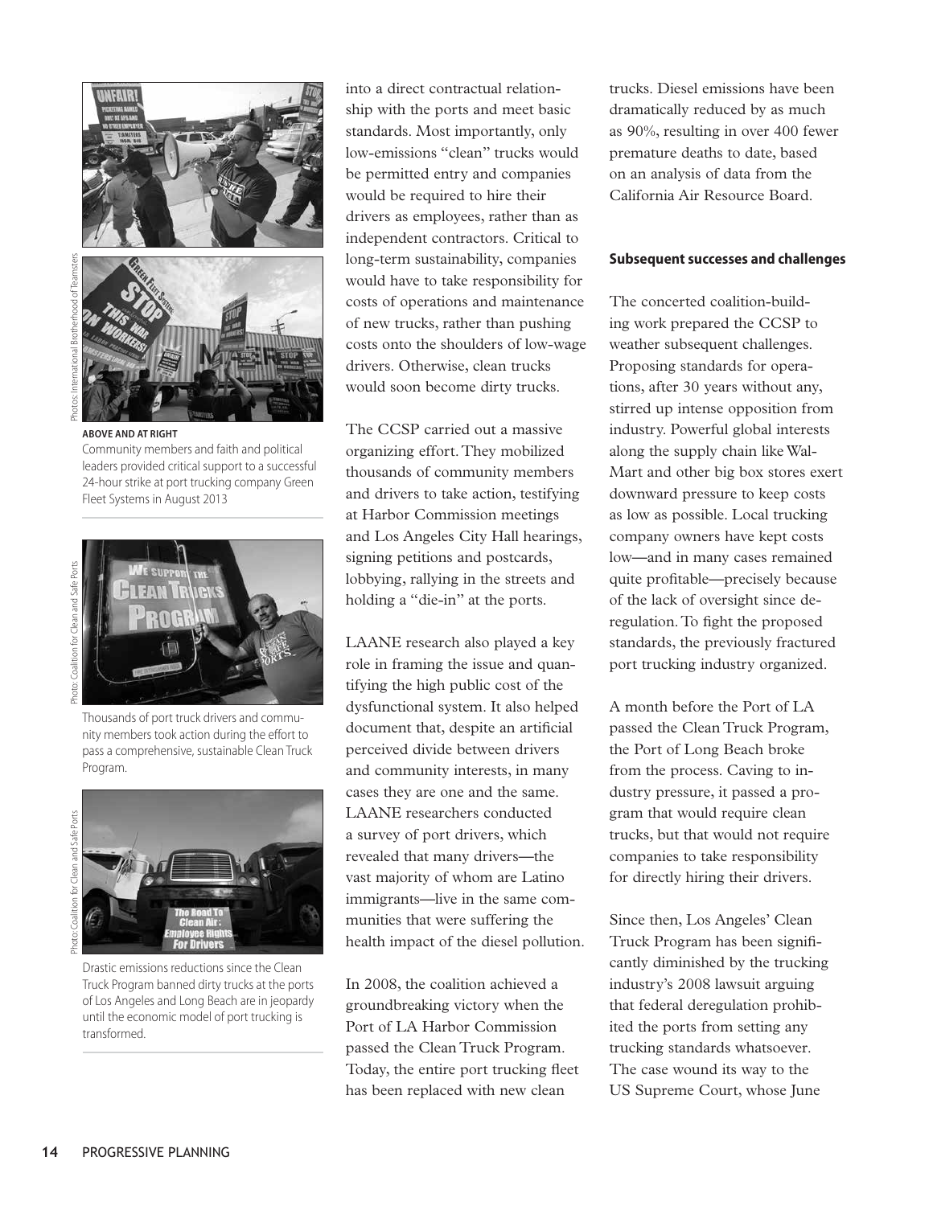**ABOVE AND AT RIGHT**
Community members and faith and political leaders provided critical support to a successful 24-hour strike at port trucking company Green Fleet Systems in August 2013

Photos: International Brotherhood of Teamsters

Thousands of port truck drivers and community members took action during the effort to pass a comprehensive, sustainable Clean Truck Program.

Photo: Coalition for Clean and Safe Ports

Drastic emissions reductions since the Clean Truck Program banned dirty trucks at the ports of Los Angeles and Long Beach are in jeopardy until the economic model of port trucking is transformed.

Photo: Coalition for Clean and Safe Ports

into a direct contractual relationship with the ports and meet basic standards. Most importantly, only low-emissions "clean" trucks would be permitted entry and companies would be required to hire their drivers as employees, rather than as independent contractors. Critical to long-term sustainability, companies would have to take responsibility for costs of operations and maintenance of new trucks, rather than pushing costs onto the shoulders of low-wage drivers. Otherwise, clean trucks would soon become dirty trucks.

The CCSP carried out a massive organizing effort. They mobilized thousands of community members and drivers to take action, testifying at Harbor Commission meetings and Los Angeles City Hall hearings, signing petitions and postcards, lobbying, rallying in the streets and holding a "die-in" at the ports.

LAANE research also played a key role in framing the issue and quantifying the high public cost of the dysfunctional system. It also helped document that, despite an artificial perceived divide between drivers and community interests, in many cases they are one and the same. LAANE researchers conducted a survey of port drivers, which revealed that many drivers—the vast majority of whom are Latino immigrants—live in the same communities that were suffering the health impact of the diesel pollution.

In 2008, the coalition achieved a groundbreaking victory when the Port of LA Harbor Commission passed the Clean Truck Program. Today, the entire port trucking fleet has been replaced with new clean trucks. Diesel emissions have been dramatically reduced by as much as 90%, resulting in over 400 fewer premature deaths to date, based on an analysis of data from the California Air Resource Board.

### Subsequent successes and challenges

The concerted coalition-building work prepared the CCSP to weather subsequent challenges. Proposing standards for operations, after 30 years without any, stirred up intense opposition from industry. Powerful global interests along the supply chain like Wal-Mart and other big box stores exert downward pressure to keep costs as low as possible. Local trucking company owners have kept costs low—and in many cases remained quite profitable—precisely because of the lack of oversight since deregulation. To fight the proposed standards, the previously fractured port trucking industry organized.

A month before the Port of LA passed the Clean Truck Program, the Port of Long Beach broke from the process. Caving to industry pressure, it passed a program that would require clean trucks, but that would not require companies to take responsibility for directly hiring their drivers.

Since then, Los Angeles' Clean Truck Program has been significantly diminished by the trucking industry's 2008 lawsuit arguing that federal deregulation prohibited the ports from setting any trucking standards whatsoever. The case wound its way to the US Supreme Court, whose June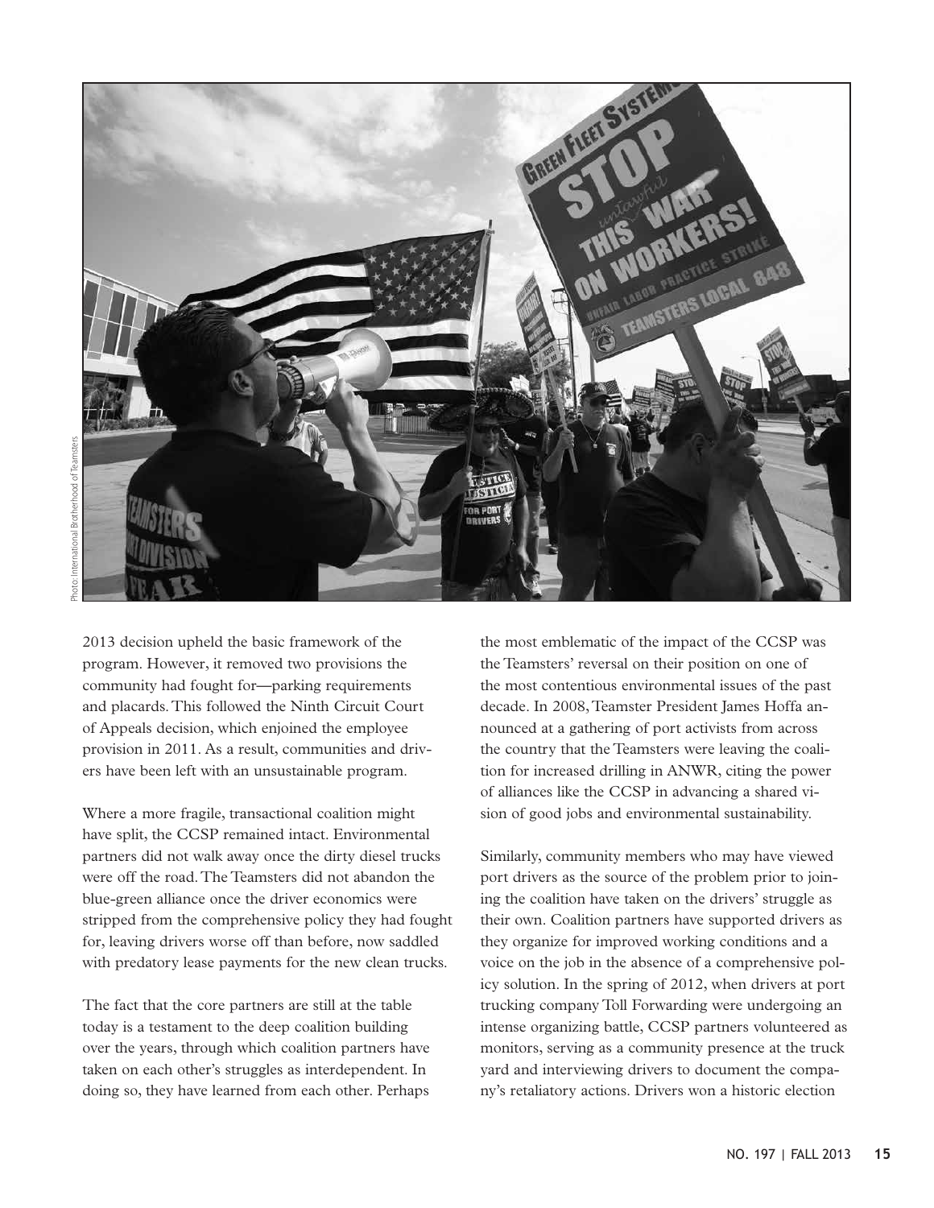Photo: International Brotherhood of Teamsters

2013 decision upheld the basic framework of the program. However, it removed two provisions the community had fought for—parking requirements and placards. This followed the Ninth Circuit Court of Appeals decision, which enjoined the employee provision in 2011. As a result, communities and drivers have been left with an unsustainable program.

Where a more fragile, transactional coalition might have split, the CCSP remained intact. Environmental partners did not walk away once the dirty diesel trucks were off the road. The Teamsters did not abandon the blue-green alliance once the driver economics were stripped from the comprehensive policy they had fought for, leaving drivers worse off than before, now saddled with predatory lease payments for the new clean trucks.

The fact that the core partners are still at the table today is a testament to the deep coalition building over the years, through which coalition partners have taken on each other's struggles as interdependent. In doing so, they have learned from each other. Perhaps the most emblematic of the impact of the CCSP was the Teamsters' reversal on their position on one of the most contentious environmental issues of the past decade. In 2008, Teamster President James Hoffa announced at a gathering of port activists from across the country that the Teamsters were leaving the coalition for increased drilling in ANWR, citing the power of alliances like the CCSP in advancing a shared vision of good jobs and environmental sustainability.

Similarly, community members who may have viewed port drivers as the source of the problem prior to joining the coalition have taken on the drivers' struggle as their own. Coalition partners have supported drivers as they organize for improved working conditions and a voice on the job in the absence of a comprehensive policy solution. In the spring of 2012, when drivers at port trucking company Toll Forwarding were undergoing an intense organizing battle, CCSP partners volunteered as monitors, serving as a community presence at the truck yard and interviewing drivers to document the company's retaliatory actions. Drivers won a historic election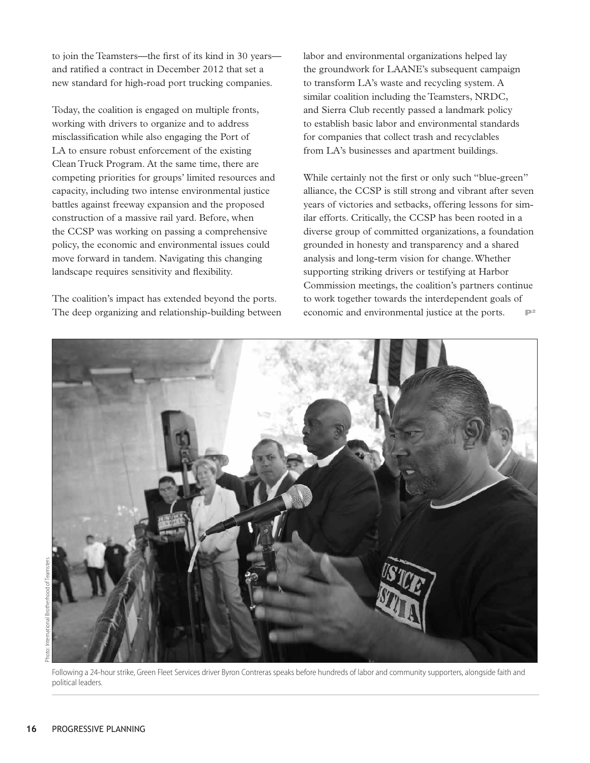to join the Teamsters—the first of its kind in 30 years—and ratified a contract in December 2012 that set a new standard for high-road port trucking companies.

Today, the coalition is engaged on multiple fronts, working with drivers to organize and to address misclassification while also engaging the Port of LA to ensure robust enforcement of the existing Clean Truck Program. At the same time, there are competing priorities for groups' limited resources and capacity, including two intense environmental justice battles against freeway expansion and the proposed construction of a massive rail yard. Before, when the CCSP was working on passing a comprehensive policy, the economic and environmental issues could move forward in tandem. Navigating this changing landscape requires sensitivity and flexibility.

The coalition's impact has extended beyond the ports. The deep organizing and relationship-building between labor and environmental organizations helped lay the groundwork for LAANE's subsequent campaign to transform LA's waste and recycling system. A similar coalition including the Teamsters, NRDC, and Sierra Club recently passed a landmark policy to establish basic labor and environmental standards for companies that collect trash and recyclables from LA's businesses and apartment buildings.

While certainly not the first or only such "blue-green" alliance, the CCSP is still strong and vibrant after seven years of victories and setbacks, offering lessons for similar efforts. Critically, the CCSP has been rooted in a diverse group of committed organizations, a foundation grounded in honesty and transparency and a shared analysis and long-term vision for change. Whether supporting striking drivers or testifying at Harbor Commission meetings, the coalition's partners continue to work together towards the interdependent goals of economic and environmental justice at the ports.

Photo: International Brotherhood of Teamsters

Following a 24-hour strike, Green Fleet Services driver Byron Contreras speaks before hundreds of labor and community supporters, alongside faith and political leaders.